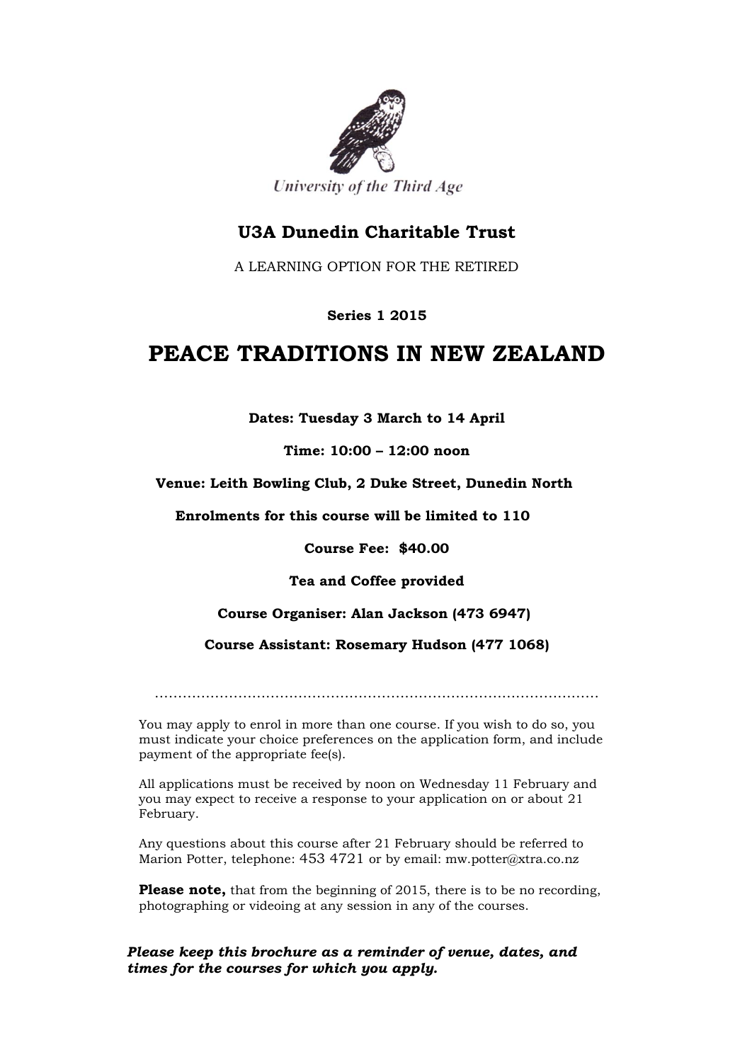University of the Third Age

## U3A Dunedin Charitable Trust

A LEARNING OPTION FOR THE RETIRED

**Series 1 2015**

# PEACE TRADITIONS IN NEW ZEALAND

**Dates: Tuesday 3 March to 14 April**

**Time: 10:00 – 12:00 noon**

**Venue: Leith Bowling Club, 2 Duke Street, Dunedin North**

**Enrolments for this course will be limited to 110**

**Course Fee: $40.00**

**Tea and Coffee provided**

**Course Organiser: Alan Jackson (473 6947)**

**Course Assistant: Rosemary Hudson (477 1068)**

…………………………………………………………………………………………

You may apply to enrol in more than one course. If you wish to do so, you must indicate your choice preferences on the application form, and include payment of the appropriate fee(s).

All applications must be received by noon on Wednesday 11 February and you may expect to receive a response to your application on or about 21 February.

Any questions about this course after 21 February should be referred to Marion Potter, telephone: 453 4721 or by email: mw.potter@xtra.co.nz

**Please note,** that from the beginning of 2015, there is to be no recording, photographing or videoing at any session in any of the courses.

***Please keep this brochure as a reminder of venue, dates, and times for the courses for which you apply.***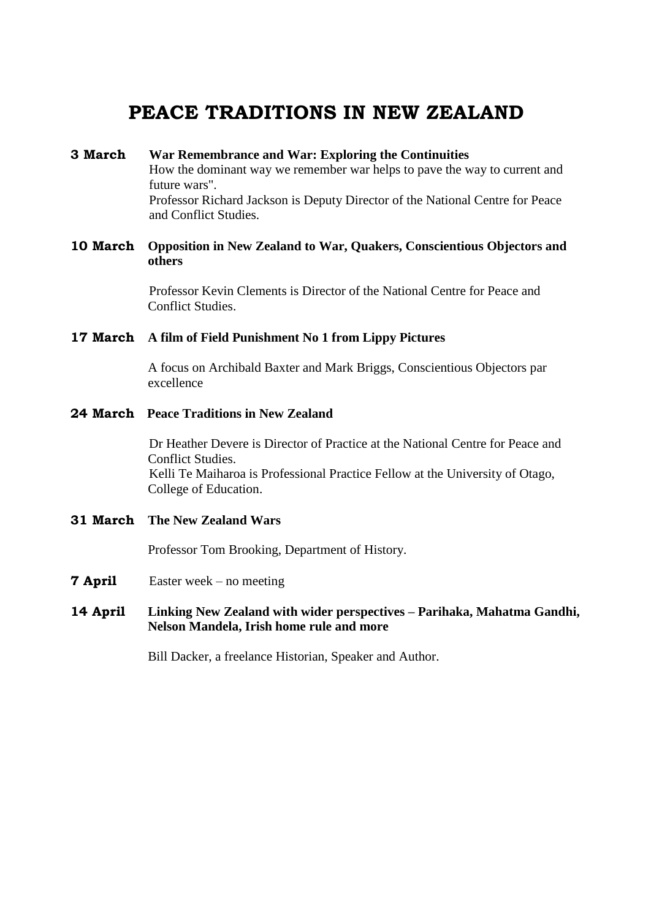# PEACE TRADITIONS IN NEW ZEALAND

**3 March** **War Remembrance and War: Exploring the Continuities**

How the dominant way we remember war helps to pave the way to current and future wars".

Professor Richard Jackson is Deputy Director of the National Centre for Peace and Conflict Studies.

**10 March** **Opposition in New Zealand to War, Quakers, Conscientious Objectors and others**

Professor Kevin Clements is Director of the National Centre for Peace and Conflict Studies.

**17 March** **A film of Field Punishment No 1 from Lippy Pictures**

A focus on Archibald Baxter and Mark Briggs, Conscientious Objectors par excellence

**24 March** **Peace Traditions in New Zealand**

Dr Heather Devere is Director of Practice at the National Centre for Peace and Conflict Studies.

Kelli Te Maiharoa is Professional Practice Fellow at the University of Otago, College of Education.

**31 March** **The New Zealand Wars**

Professor Tom Brooking, Department of History.

**7 April** Easter week – no meeting

**14 April** **Linking New Zealand with wider perspectives – Parihaka, Mahatma Gandhi, Nelson Mandela, Irish home rule and more**

Bill Dacker, a freelance Historian, Speaker and Author.